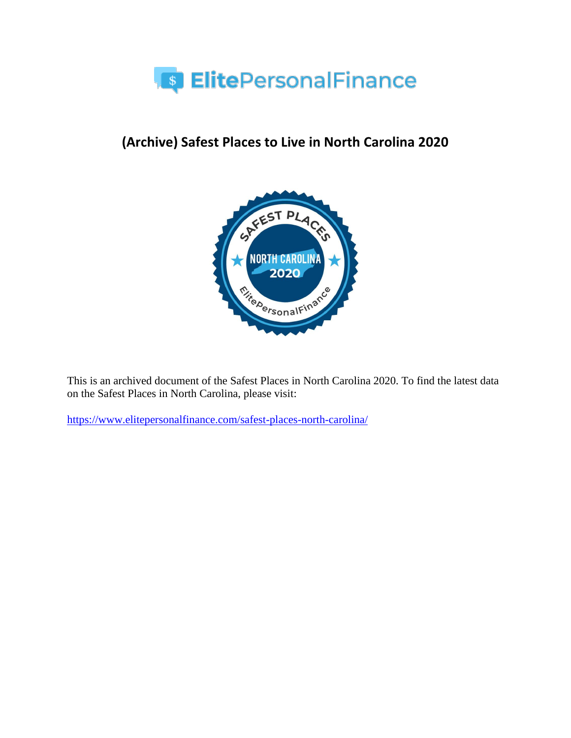# ElitePersonalFinance

## (Archive) Safest Places to Live in North Carolina 2020

This is an archived document of the Safest Places in North Carolina 2020. To find the latest data on the Safest Places in North Carolina, please visit:

https://www.elitepersonalfinance.com/safest-places-north-carolina/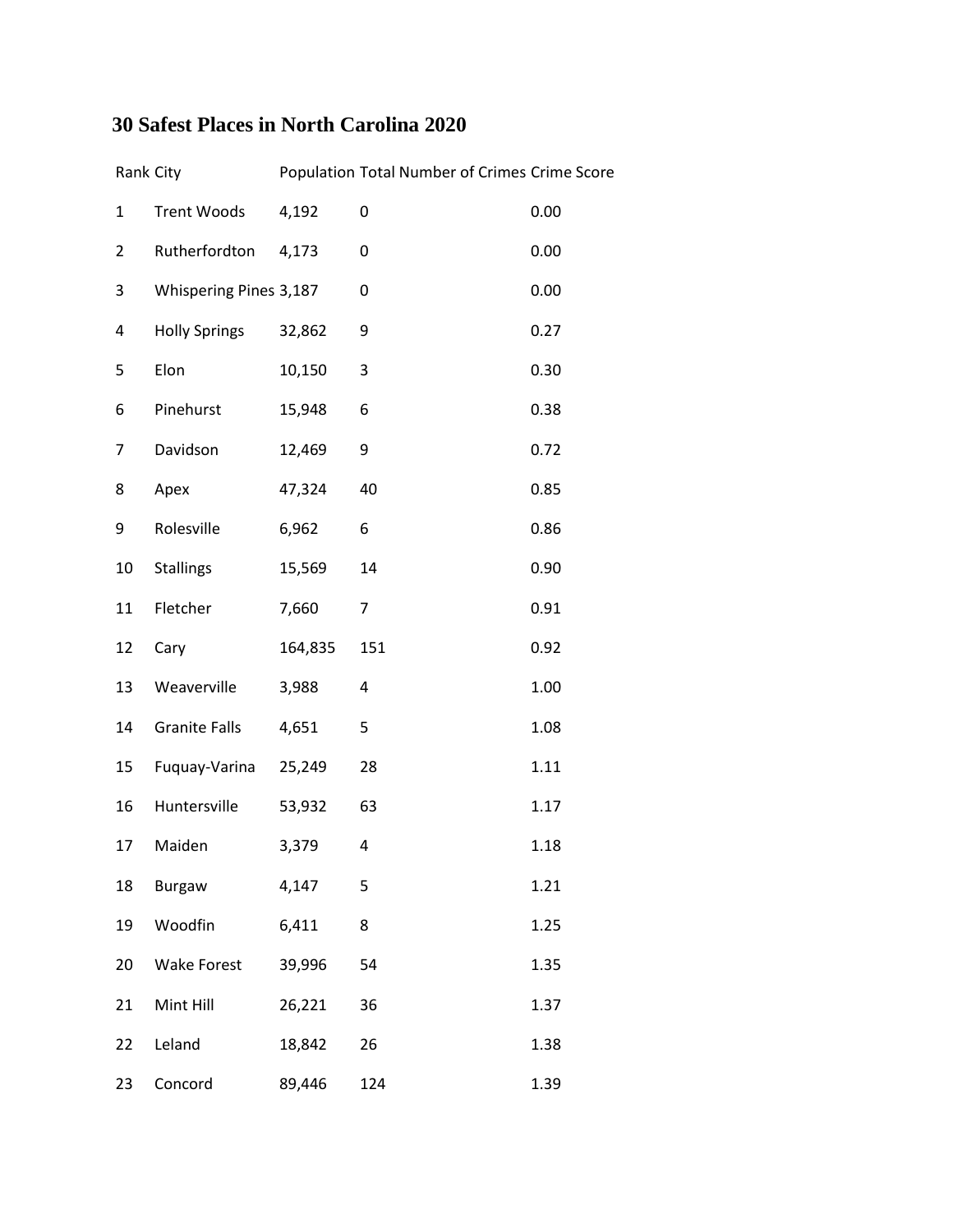## 30 Safest Places in North Carolina 2020

| Rank | City | Population | Total Number of Crimes | Crime Score |
|---|---|---|---|---|
| 1 | Trent Woods | 4,192 | 0 | 0.00 |
| 2 | Rutherfordton | 4,173 | 0 | 0.00 |
| 3 | Whispering Pines | 3,187 | 0 | 0.00 |
| 4 | Holly Springs | 32,862 | 9 | 0.27 |
| 5 | Elon | 10,150 | 3 | 0.30 |
| 6 | Pinehurst | 15,948 | 6 | 0.38 |
| 7 | Davidson | 12,469 | 9 | 0.72 |
| 8 | Apex | 47,324 | 40 | 0.85 |
| 9 | Rolesville | 6,962 | 6 | 0.86 |
| 10 | Stallings | 15,569 | 14 | 0.90 |
| 11 | Fletcher | 7,660 | 7 | 0.91 |
| 12 | Cary | 164,835 | 151 | 0.92 |
| 13 | Weaverville | 3,988 | 4 | 1.00 |
| 14 | Granite Falls | 4,651 | 5 | 1.08 |
| 15 | Fuquay-Varina | 25,249 | 28 | 1.11 |
| 16 | Huntersville | 53,932 | 63 | 1.17 |
| 17 | Maiden | 3,379 | 4 | 1.18 |
| 18 | Burgaw | 4,147 | 5 | 1.21 |
| 19 | Woodfin | 6,411 | 8 | 1.25 |
| 20 | Wake Forest | 39,996 | 54 | 1.35 |
| 21 | Mint Hill | 26,221 | 36 | 1.37 |
| 22 | Leland | 18,842 | 26 | 1.38 |
| 23 | Concord | 89,446 | 124 | 1.39 |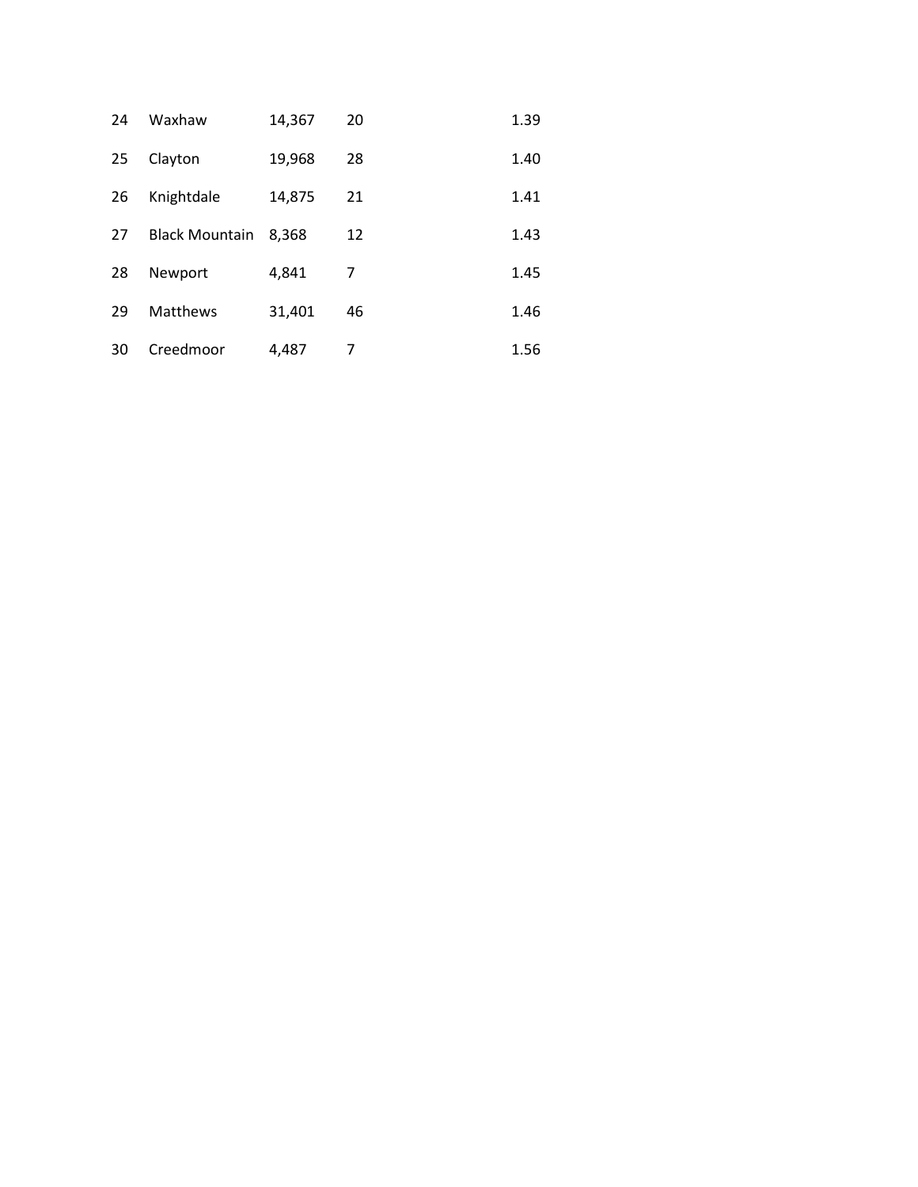| | | | | |
|---|---|---|---|---|
| 24 | Waxhaw | 14,367 | 20 | 1.39 |
| 25 | Clayton | 19,968 | 28 | 1.40 |
| 26 | Knightdale | 14,875 | 21 | 1.41 |
| 27 | Black Mountain | 8,368 | 12 | 1.43 |
| 28 | Newport | 4,841 | 7 | 1.45 |
| 29 | Matthews | 31,401 | 46 | 1.46 |
| 30 | Creedmoor | 4,487 | 7 | 1.56 |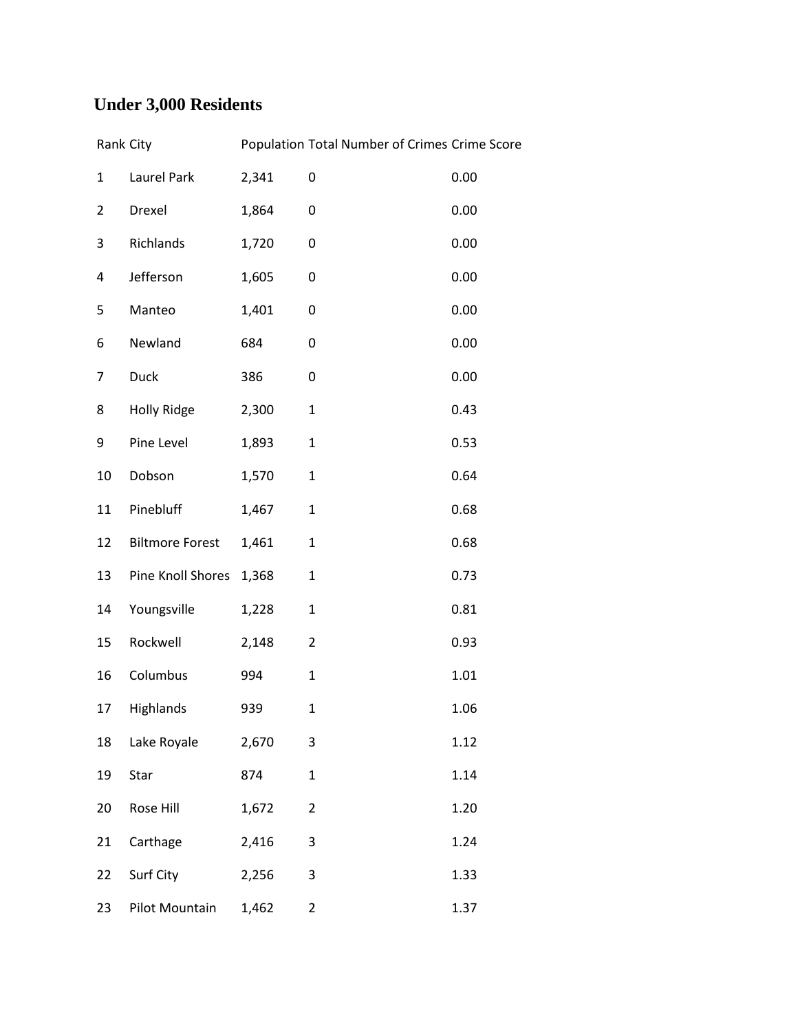## Under 3,000 Residents

| Rank | City | Population | Total Number of Crimes | Crime Score |
|---|---|---|---|---|
| 1 | Laurel Park | 2,341 | 0 | 0.00 |
| 2 | Drexel | 1,864 | 0 | 0.00 |
| 3 | Richlands | 1,720 | 0 | 0.00 |
| 4 | Jefferson | 1,605 | 0 | 0.00 |
| 5 | Manteo | 1,401 | 0 | 0.00 |
| 6 | Newland | 684 | 0 | 0.00 |
| 7 | Duck | 386 | 0 | 0.00 |
| 8 | Holly Ridge | 2,300 | 1 | 0.43 |
| 9 | Pine Level | 1,893 | 1 | 0.53 |
| 10 | Dobson | 1,570 | 1 | 0.64 |
| 11 | Pinebluff | 1,467 | 1 | 0.68 |
| 12 | Biltmore Forest | 1,461 | 1 | 0.68 |
| 13 | Pine Knoll Shores | 1,368 | 1 | 0.73 |
| 14 | Youngsville | 1,228 | 1 | 0.81 |
| 15 | Rockwell | 2,148 | 2 | 0.93 |
| 16 | Columbus | 994 | 1 | 1.01 |
| 17 | Highlands | 939 | 1 | 1.06 |
| 18 | Lake Royale | 2,670 | 3 | 1.12 |
| 19 | Star | 874 | 1 | 1.14 |
| 20 | Rose Hill | 1,672 | 2 | 1.20 |
| 21 | Carthage | 2,416 | 3 | 1.24 |
| 22 | Surf City | 2,256 | 3 | 1.33 |
| 23 | Pilot Mountain | 1,462 | 2 | 1.37 |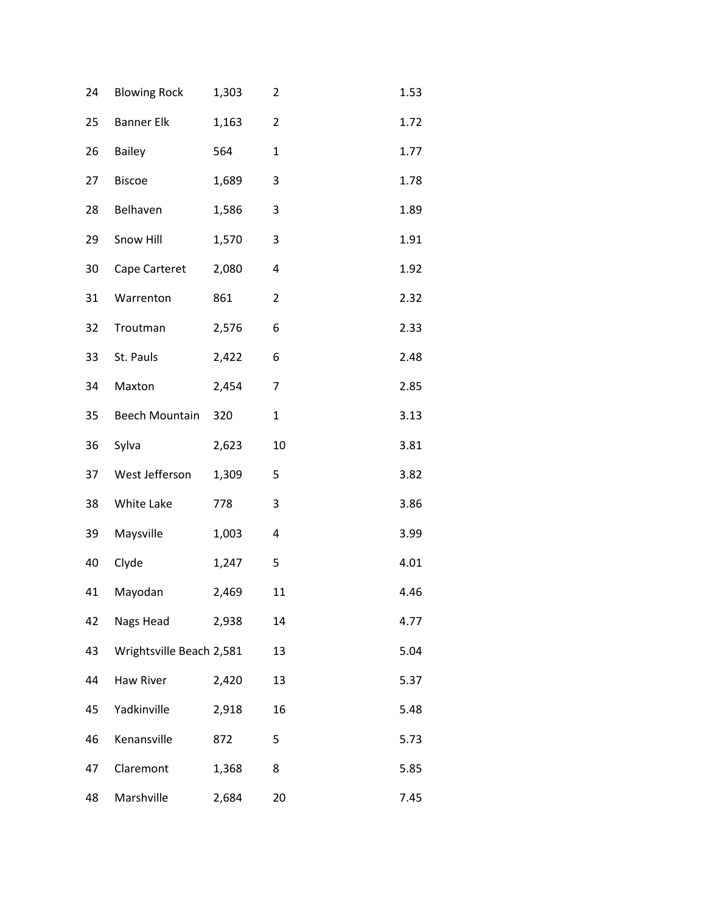| | | | | |
|---|---|---|---|---|
| 24 | Blowing Rock | 1,303 | 2 | 1.53 |
| 25 | Banner Elk | 1,163 | 2 | 1.72 |
| 26 | Bailey | 564 | 1 | 1.77 |
| 27 | Biscoe | 1,689 | 3 | 1.78 |
| 28 | Belhaven | 1,586 | 3 | 1.89 |
| 29 | Snow Hill | 1,570 | 3 | 1.91 |
| 30 | Cape Carteret | 2,080 | 4 | 1.92 |
| 31 | Warrenton | 861 | 2 | 2.32 |
| 32 | Troutman | 2,576 | 6 | 2.33 |
| 33 | St. Pauls | 2,422 | 6 | 2.48 |
| 34 | Maxton | 2,454 | 7 | 2.85 |
| 35 | Beech Mountain | 320 | 1 | 3.13 |
| 36 | Sylva | 2,623 | 10 | 3.81 |
| 37 | West Jefferson | 1,309 | 5 | 3.82 |
| 38 | White Lake | 778 | 3 | 3.86 |
| 39 | Maysville | 1,003 | 4 | 3.99 |
| 40 | Clyde | 1,247 | 5 | 4.01 |
| 41 | Mayodan | 2,469 | 11 | 4.46 |
| 42 | Nags Head | 2,938 | 14 | 4.77 |
| 43 | Wrightsville Beach | 2,581 | 13 | 5.04 |
| 44 | Haw River | 2,420 | 13 | 5.37 |
| 45 | Yadkinville | 2,918 | 16 | 5.48 |
| 46 | Kenansville | 872 | 5 | 5.73 |
| 47 | Claremont | 1,368 | 8 | 5.85 |
| 48 | Marshville | 2,684 | 20 | 7.45 |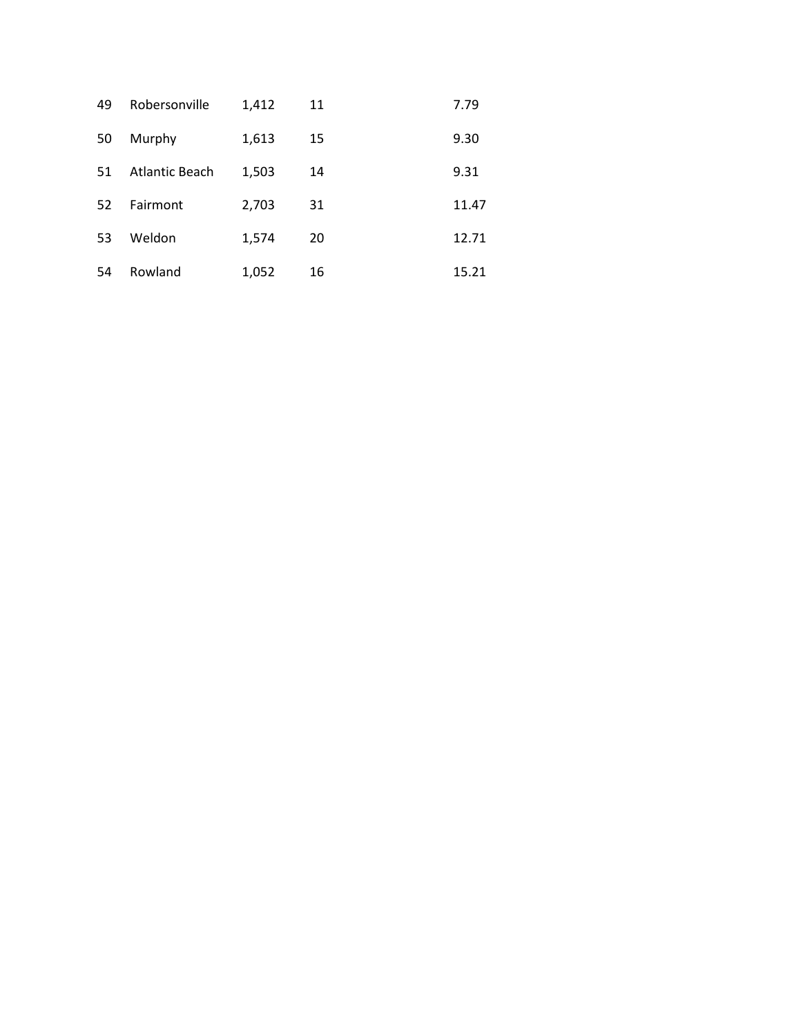| | | | | |
|---|---|---|---|---|
| 49 | Robersonville | 1,412 | 11 | 7.79 |
| 50 | Murphy | 1,613 | 15 | 9.30 |
| 51 | Atlantic Beach | 1,503 | 14 | 9.31 |
| 52 | Fairmont | 2,703 | 31 | 11.47 |
| 53 | Weldon | 1,574 | 20 | 12.71 |
| 54 | Rowland | 1,052 | 16 | 15.21 |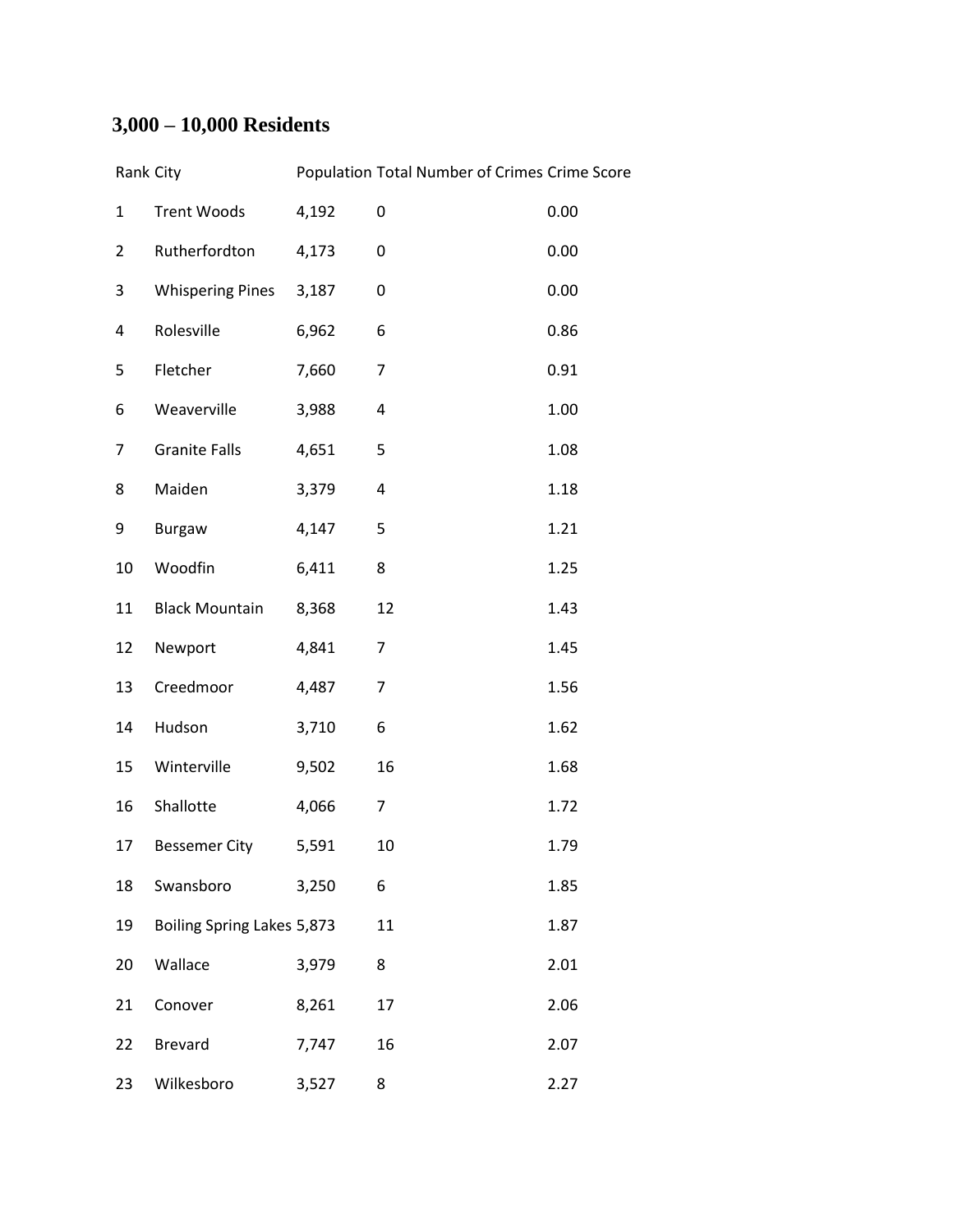## 3,000 – 10,000 Residents

| Rank | City | Population | Total Number of Crimes | Crime Score |
|---|---|---|---|---|
| 1 | Trent Woods | 4,192 | 0 | 0.00 |
| 2 | Rutherfordton | 4,173 | 0 | 0.00 |
| 3 | Whispering Pines | 3,187 | 0 | 0.00 |
| 4 | Rolesville | 6,962 | 6 | 0.86 |
| 5 | Fletcher | 7,660 | 7 | 0.91 |
| 6 | Weaverville | 3,988 | 4 | 1.00 |
| 7 | Granite Falls | 4,651 | 5 | 1.08 |
| 8 | Maiden | 3,379 | 4 | 1.18 |
| 9 | Burgaw | 4,147 | 5 | 1.21 |
| 10 | Woodfin | 6,411 | 8 | 1.25 |
| 11 | Black Mountain | 8,368 | 12 | 1.43 |
| 12 | Newport | 4,841 | 7 | 1.45 |
| 13 | Creedmoor | 4,487 | 7 | 1.56 |
| 14 | Hudson | 3,710 | 6 | 1.62 |
| 15 | Winterville | 9,502 | 16 | 1.68 |
| 16 | Shallotte | 4,066 | 7 | 1.72 |
| 17 | Bessemer City | 5,591 | 10 | 1.79 |
| 18 | Swansboro | 3,250 | 6 | 1.85 |
| 19 | Boiling Spring Lakes | 5,873 | 11 | 1.87 |
| 20 | Wallace | 3,979 | 8 | 2.01 |
| 21 | Conover | 8,261 | 17 | 2.06 |
| 22 | Brevard | 7,747 | 16 | 2.07 |
| 23 | Wilkesboro | 3,527 | 8 | 2.27 |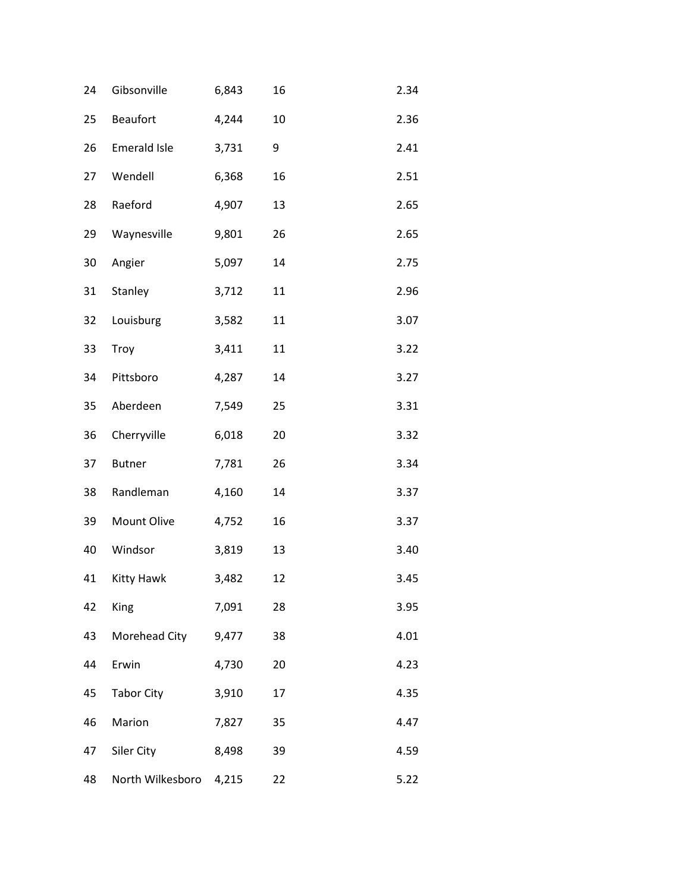| | | | | |
|---|---|---|---|---|
| 24 | Gibsonville | 6,843 | 16 | 2.34 |
| 25 | Beaufort | 4,244 | 10 | 2.36 |
| 26 | Emerald Isle | 3,731 | 9 | 2.41 |
| 27 | Wendell | 6,368 | 16 | 2.51 |
| 28 | Raeford | 4,907 | 13 | 2.65 |
| 29 | Waynesville | 9,801 | 26 | 2.65 |
| 30 | Angier | 5,097 | 14 | 2.75 |
| 31 | Stanley | 3,712 | 11 | 2.96 |
| 32 | Louisburg | 3,582 | 11 | 3.07 |
| 33 | Troy | 3,411 | 11 | 3.22 |
| 34 | Pittsboro | 4,287 | 14 | 3.27 |
| 35 | Aberdeen | 7,549 | 25 | 3.31 |
| 36 | Cherryville | 6,018 | 20 | 3.32 |
| 37 | Butner | 7,781 | 26 | 3.34 |
| 38 | Randleman | 4,160 | 14 | 3.37 |
| 39 | Mount Olive | 4,752 | 16 | 3.37 |
| 40 | Windsor | 3,819 | 13 | 3.40 |
| 41 | Kitty Hawk | 3,482 | 12 | 3.45 |
| 42 | King | 7,091 | 28 | 3.95 |
| 43 | Morehead City | 9,477 | 38 | 4.01 |
| 44 | Erwin | 4,730 | 20 | 4.23 |
| 45 | Tabor City | 3,910 | 17 | 4.35 |
| 46 | Marion | 7,827 | 35 | 4.47 |
| 47 | Siler City | 8,498 | 39 | 4.59 |
| 48 | North Wilkesboro | 4,215 | 22 | 5.22 |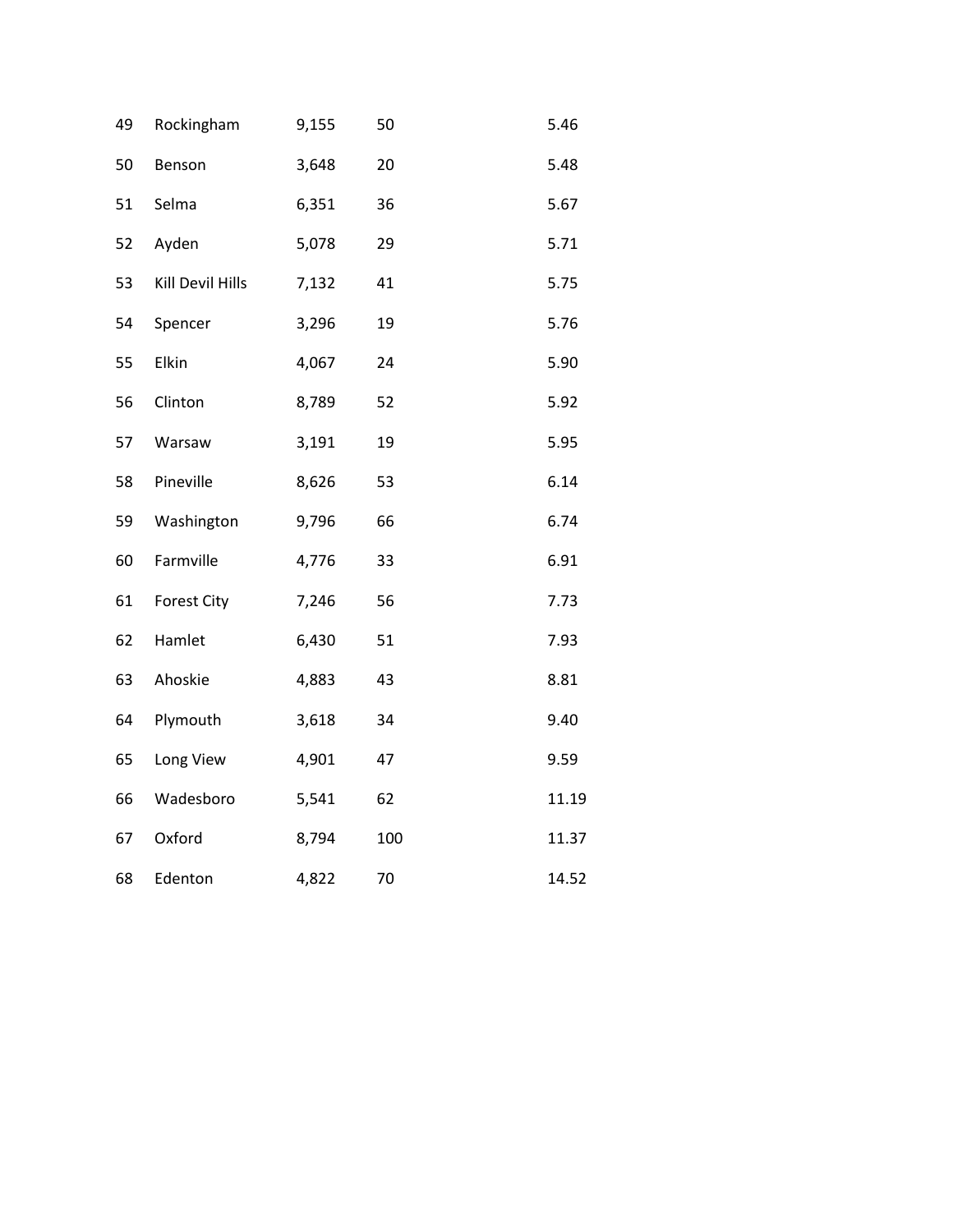| | | | | |
|---|---|---|---|---|
| 49 | Rockingham | 9,155 | 50 | 5.46 |
| 50 | Benson | 3,648 | 20 | 5.48 |
| 51 | Selma | 6,351 | 36 | 5.67 |
| 52 | Ayden | 5,078 | 29 | 5.71 |
| 53 | Kill Devil Hills | 7,132 | 41 | 5.75 |
| 54 | Spencer | 3,296 | 19 | 5.76 |
| 55 | Elkin | 4,067 | 24 | 5.90 |
| 56 | Clinton | 8,789 | 52 | 5.92 |
| 57 | Warsaw | 3,191 | 19 | 5.95 |
| 58 | Pineville | 8,626 | 53 | 6.14 |
| 59 | Washington | 9,796 | 66 | 6.74 |
| 60 | Farmville | 4,776 | 33 | 6.91 |
| 61 | Forest City | 7,246 | 56 | 7.73 |
| 62 | Hamlet | 6,430 | 51 | 7.93 |
| 63 | Ahoskie | 4,883 | 43 | 8.81 |
| 64 | Plymouth | 3,618 | 34 | 9.40 |
| 65 | Long View | 4,901 | 47 | 9.59 |
| 66 | Wadesboro | 5,541 | 62 | 11.19 |
| 67 | Oxford | 8,794 | 100 | 11.37 |
| 68 | Edenton | 4,822 | 70 | 14.52 |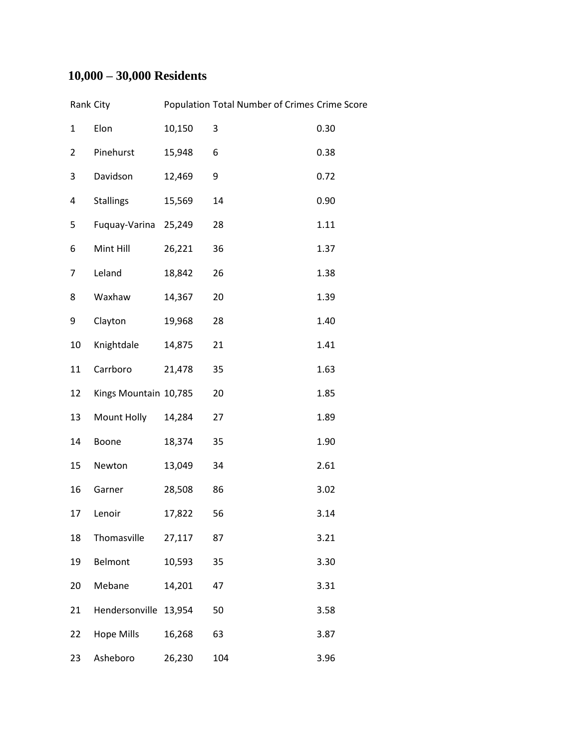## 10,000 – 30,000 Residents

| Rank | City | Population | Total Number of Crimes | Crime Score |
|---|---|---|---|---|
| 1 | Elon | 10,150 | 3 | 0.30 |
| 2 | Pinehurst | 15,948 | 6 | 0.38 |
| 3 | Davidson | 12,469 | 9 | 0.72 |
| 4 | Stallings | 15,569 | 14 | 0.90 |
| 5 | Fuquay-Varina | 25,249 | 28 | 1.11 |
| 6 | Mint Hill | 26,221 | 36 | 1.37 |
| 7 | Leland | 18,842 | 26 | 1.38 |
| 8 | Waxhaw | 14,367 | 20 | 1.39 |
| 9 | Clayton | 19,968 | 28 | 1.40 |
| 10 | Knightdale | 14,875 | 21 | 1.41 |
| 11 | Carrboro | 21,478 | 35 | 1.63 |
| 12 | Kings Mountain | 10,785 | 20 | 1.85 |
| 13 | Mount Holly | 14,284 | 27 | 1.89 |
| 14 | Boone | 18,374 | 35 | 1.90 |
| 15 | Newton | 13,049 | 34 | 2.61 |
| 16 | Garner | 28,508 | 86 | 3.02 |
| 17 | Lenoir | 17,822 | 56 | 3.14 |
| 18 | Thomasville | 27,117 | 87 | 3.21 |
| 19 | Belmont | 10,593 | 35 | 3.30 |
| 20 | Mebane | 14,201 | 47 | 3.31 |
| 21 | Hendersonville | 13,954 | 50 | 3.58 |
| 22 | Hope Mills | 16,268 | 63 | 3.87 |
| 23 | Asheboro | 26,230 | 104 | 3.96 |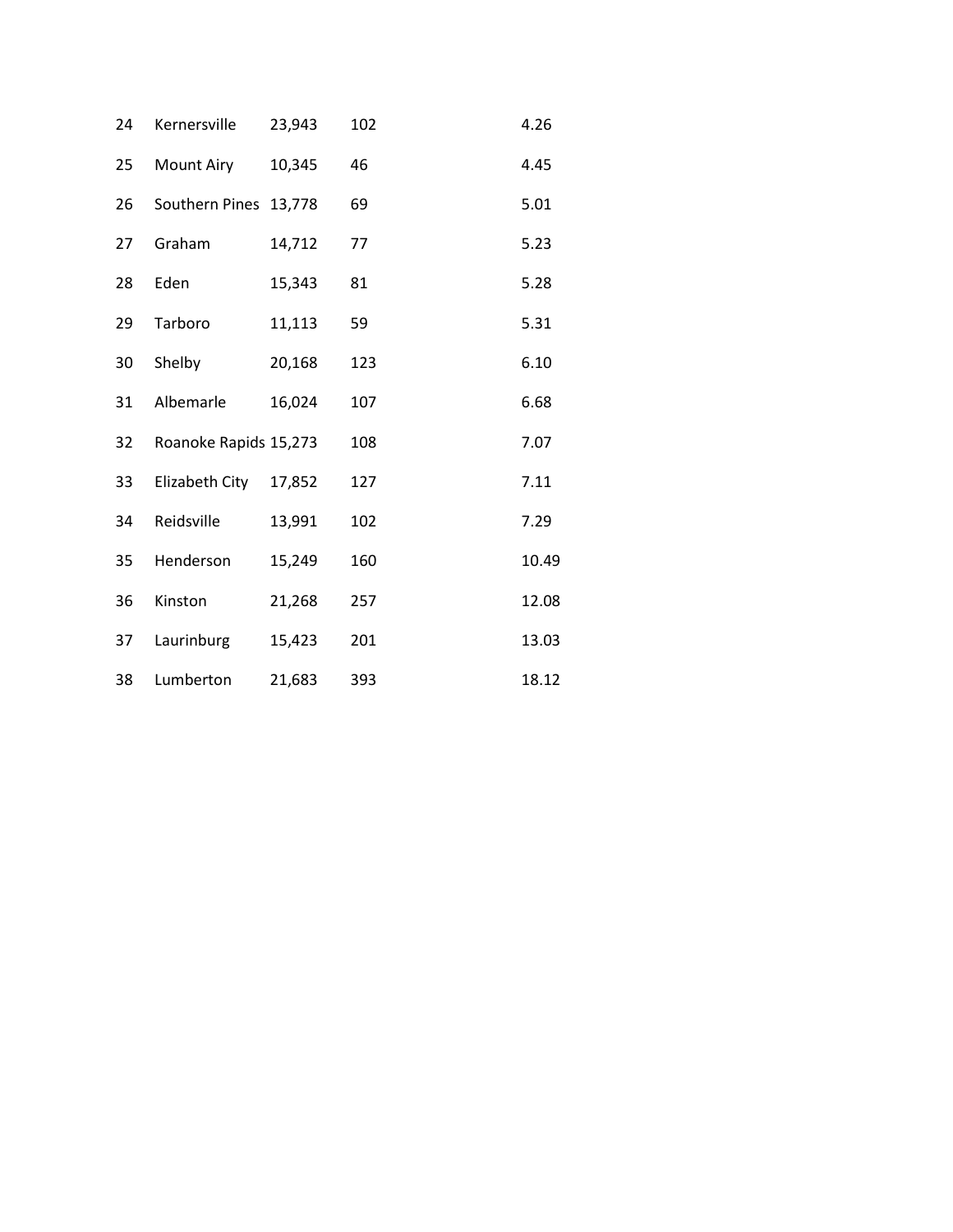| | | | | |
|---|---|---|---|---|
| 24 | Kernersville | 23,943 | 102 | 4.26 |
| 25 | Mount Airy | 10,345 | 46 | 4.45 |
| 26 | Southern Pines | 13,778 | 69 | 5.01 |
| 27 | Graham | 14,712 | 77 | 5.23 |
| 28 | Eden | 15,343 | 81 | 5.28 |
| 29 | Tarboro | 11,113 | 59 | 5.31 |
| 30 | Shelby | 20,168 | 123 | 6.10 |
| 31 | Albemarle | 16,024 | 107 | 6.68 |
| 32 | Roanoke Rapids | 15,273 | 108 | 7.07 |
| 33 | Elizabeth City | 17,852 | 127 | 7.11 |
| 34 | Reidsville | 13,991 | 102 | 7.29 |
| 35 | Henderson | 15,249 | 160 | 10.49 |
| 36 | Kinston | 21,268 | 257 | 12.08 |
| 37 | Laurinburg | 15,423 | 201 | 13.03 |
| 38 | Lumberton | 21,683 | 393 | 18.12 |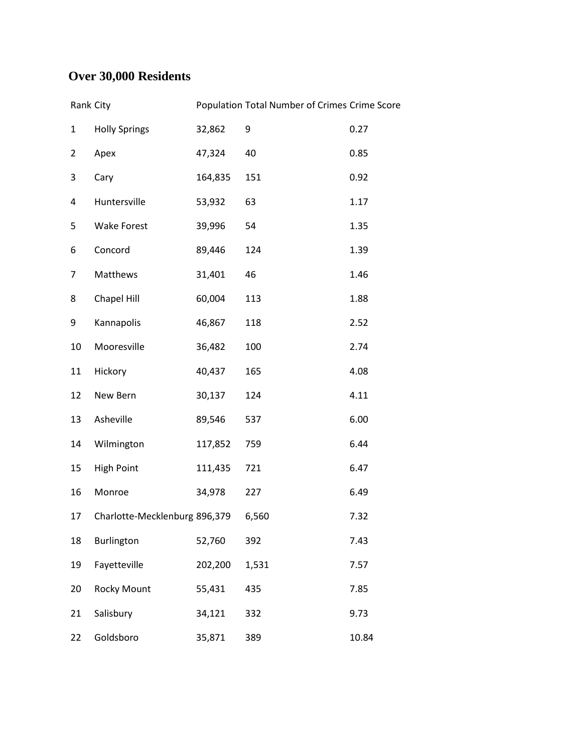## Over 30,000 Residents

| Rank | City | Population | Total Number of Crimes | Crime Score |
|---|---|---|---|---|
| 1 | Holly Springs | 32,862 | 9 | 0.27 |
| 2 | Apex | 47,324 | 40 | 0.85 |
| 3 | Cary | 164,835 | 151 | 0.92 |
| 4 | Huntersville | 53,932 | 63 | 1.17 |
| 5 | Wake Forest | 39,996 | 54 | 1.35 |
| 6 | Concord | 89,446 | 124 | 1.39 |
| 7 | Matthews | 31,401 | 46 | 1.46 |
| 8 | Chapel Hill | 60,004 | 113 | 1.88 |
| 9 | Kannapolis | 46,867 | 118 | 2.52 |
| 10 | Mooresville | 36,482 | 100 | 2.74 |
| 11 | Hickory | 40,437 | 165 | 4.08 |
| 12 | New Bern | 30,137 | 124 | 4.11 |
| 13 | Asheville | 89,546 | 537 | 6.00 |
| 14 | Wilmington | 117,852 | 759 | 6.44 |
| 15 | High Point | 111,435 | 721 | 6.47 |
| 16 | Monroe | 34,978 | 227 | 6.49 |
| 17 | Charlotte-Mecklenburg | 896,379 | 6,560 | 7.32 |
| 18 | Burlington | 52,760 | 392 | 7.43 |
| 19 | Fayetteville | 202,200 | 1,531 | 7.57 |
| 20 | Rocky Mount | 55,431 | 435 | 7.85 |
| 21 | Salisbury | 34,121 | 332 | 9.73 |
| 22 | Goldsboro | 35,871 | 389 | 10.84 |